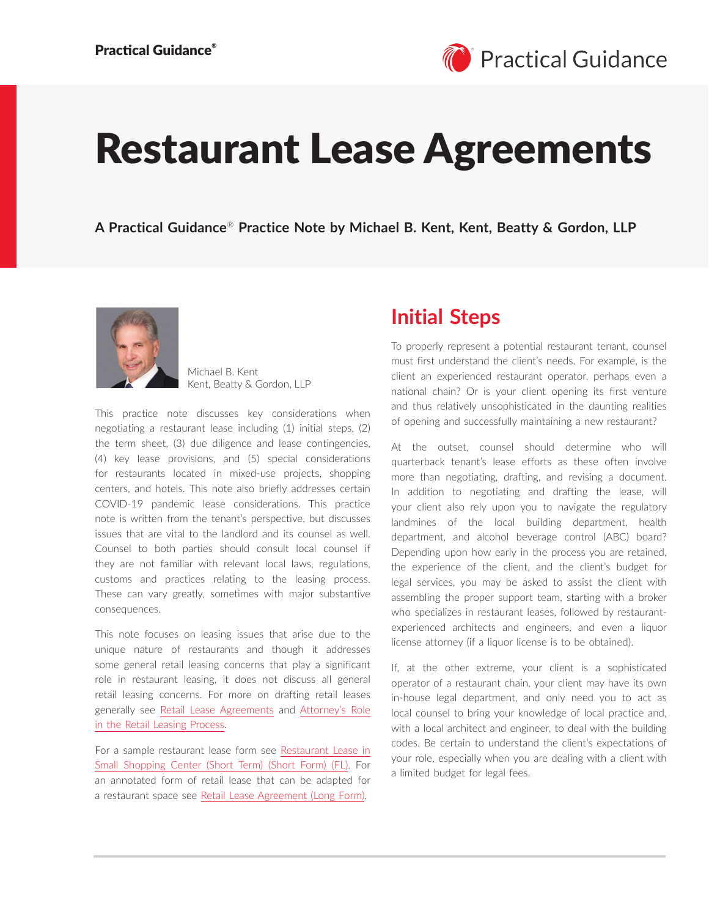# Restaurant Lease Agreements

**A Practical Guidance® Practice Note by Michael B. Kent, Kent, Beatty & Gordon, LLP**

Michael B. Kent
Kent, Beatty & Gordon, LLP

This practice note discusses key considerations when negotiating a restaurant lease including (1) initial steps, (2) the term sheet, (3) due diligence and lease contingencies, (4) key lease provisions, and (5) special considerations for restaurants located in mixed-use projects, shopping centers, and hotels. This note also briefly addresses certain COVID-19 pandemic lease considerations. This practice note is written from the tenant's perspective, but discusses issues that are vital to the landlord and its counsel as well. Counsel to both parties should consult local counsel if they are not familiar with relevant local laws, regulations, customs and practices relating to the leasing process. These can vary greatly, sometimes with major substantive consequences.

This note focuses on leasing issues that arise due to the unique nature of restaurants and though it addresses some general retail leasing concerns that play a significant role in restaurant leasing, it does not discuss all general retail leasing concerns. For more on drafting retail leases generally see Retail Lease Agreements and Attorney's Role in the Retail Leasing Process.

For a sample restaurant lease form see Restaurant Lease in Small Shopping Center (Short Term) (Short Form) (FL). For an annotated form of retail lease that can be adapted for a restaurant space see Retail Lease Agreement (Long Form).

## Initial Steps

To properly represent a potential restaurant tenant, counsel must first understand the client's needs. For example, is the client an experienced restaurant operator, perhaps even a national chain? Or is your client opening its first venture and thus relatively unsophisticated in the daunting realities of opening and successfully maintaining a new restaurant?

At the outset, counsel should determine who will quarterback tenant's lease efforts as these often involve more than negotiating, drafting, and revising a document. In addition to negotiating and drafting the lease, will your client also rely upon you to navigate the regulatory landmines of the local building department, health department, and alcohol beverage control (ABC) board? Depending upon how early in the process you are retained, the experience of the client, and the client's budget for legal services, you may be asked to assist the client with assembling the proper support team, starting with a broker who specializes in restaurant leases, followed by restaurant-experienced architects and engineers, and even a liquor license attorney (if a liquor license is to be obtained).

If, at the other extreme, your client is a sophisticated operator of a restaurant chain, your client may have its own in-house legal department, and only need you to act as local counsel to bring your knowledge of local practice and, with a local architect and engineer, to deal with the building codes. Be certain to understand the client's expectations of your role, especially when you are dealing with a client with a limited budget for legal fees.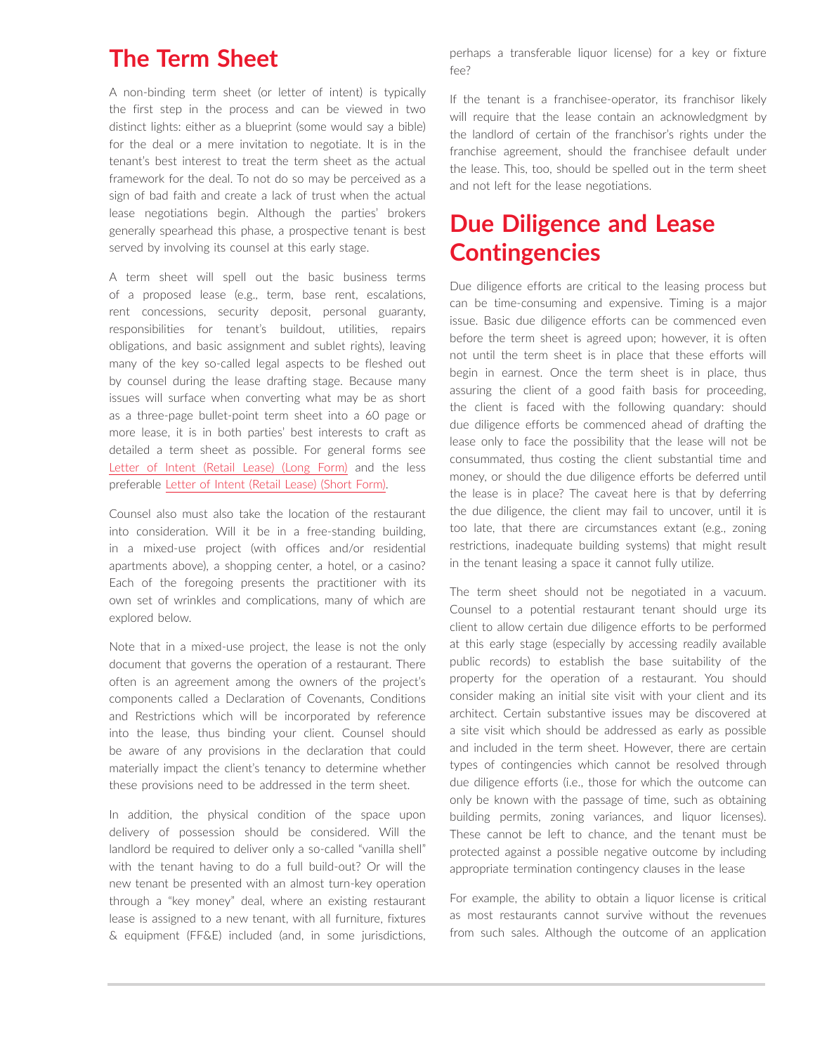## The Term Sheet

A non-binding term sheet (or letter of intent) is typically the first step in the process and can be viewed in two distinct lights: either as a blueprint (some would say a bible) for the deal or a mere invitation to negotiate. It is in the tenant's best interest to treat the term sheet as the actual framework for the deal. To not do so may be perceived as a sign of bad faith and create a lack of trust when the actual lease negotiations begin. Although the parties' brokers generally spearhead this phase, a prospective tenant is best served by involving its counsel at this early stage.

A term sheet will spell out the basic business terms of a proposed lease (e.g., term, base rent, escalations, rent concessions, security deposit, personal guaranty, responsibilities for tenant's buildout, utilities, repairs obligations, and basic assignment and sublet rights), leaving many of the key so-called legal aspects to be fleshed out by counsel during the lease drafting stage. Because many issues will surface when converting what may be as short as a three-page bullet-point term sheet into a 60 page or more lease, it is in both parties' best interests to craft as detailed a term sheet as possible. For general forms see Letter of Intent (Retail Lease) (Long Form) and the less preferable Letter of Intent (Retail Lease) (Short Form).

Counsel also must also take the location of the restaurant into consideration. Will it be in a free-standing building, in a mixed-use project (with offices and/or residential apartments above), a shopping center, a hotel, or a casino? Each of the foregoing presents the practitioner with its own set of wrinkles and complications, many of which are explored below.

Note that in a mixed-use project, the lease is not the only document that governs the operation of a restaurant. There often is an agreement among the owners of the project's components called a Declaration of Covenants, Conditions and Restrictions which will be incorporated by reference into the lease, thus binding your client. Counsel should be aware of any provisions in the declaration that could materially impact the client's tenancy to determine whether these provisions need to be addressed in the term sheet.

In addition, the physical condition of the space upon delivery of possession should be considered. Will the landlord be required to deliver only a so-called "vanilla shell" with the tenant having to do a full build-out? Or will the new tenant be presented with an almost turn-key operation through a "key money" deal, where an existing restaurant lease is assigned to a new tenant, with all furniture, fixtures & equipment (FF&E) included (and, in some jurisdictions, perhaps a transferable liquor license) for a key or fixture fee?

If the tenant is a franchisee-operator, its franchisor likely will require that the lease contain an acknowledgment by the landlord of certain of the franchisor's rights under the franchise agreement, should the franchisee default under the lease. This, too, should be spelled out in the term sheet and not left for the lease negotiations.

## Due Diligence and Lease Contingencies

Due diligence efforts are critical to the leasing process but can be time-consuming and expensive. Timing is a major issue. Basic due diligence efforts can be commenced even before the term sheet is agreed upon; however, it is often not until the term sheet is in place that these efforts will begin in earnest. Once the term sheet is in place, thus assuring the client of a good faith basis for proceeding, the client is faced with the following quandary: should due diligence efforts be commenced ahead of drafting the lease only to face the possibility that the lease will not be consummated, thus costing the client substantial time and money, or should the due diligence efforts be deferred until the lease is in place? The caveat here is that by deferring the due diligence, the client may fail to uncover, until it is too late, that there are circumstances extant (e.g., zoning restrictions, inadequate building systems) that might result in the tenant leasing a space it cannot fully utilize.

The term sheet should not be negotiated in a vacuum. Counsel to a potential restaurant tenant should urge its client to allow certain due diligence efforts to be performed at this early stage (especially by accessing readily available public records) to establish the base suitability of the property for the operation of a restaurant. You should consider making an initial site visit with your client and its architect. Certain substantive issues may be discovered at a site visit which should be addressed as early as possible and included in the term sheet. However, there are certain types of contingencies which cannot be resolved through due diligence efforts (i.e., those for which the outcome can only be known with the passage of time, such as obtaining building permits, zoning variances, and liquor licenses). These cannot be left to chance, and the tenant must be protected against a possible negative outcome by including appropriate termination contingency clauses in the lease

For example, the ability to obtain a liquor license is critical as most restaurants cannot survive without the revenues from such sales. Although the outcome of an application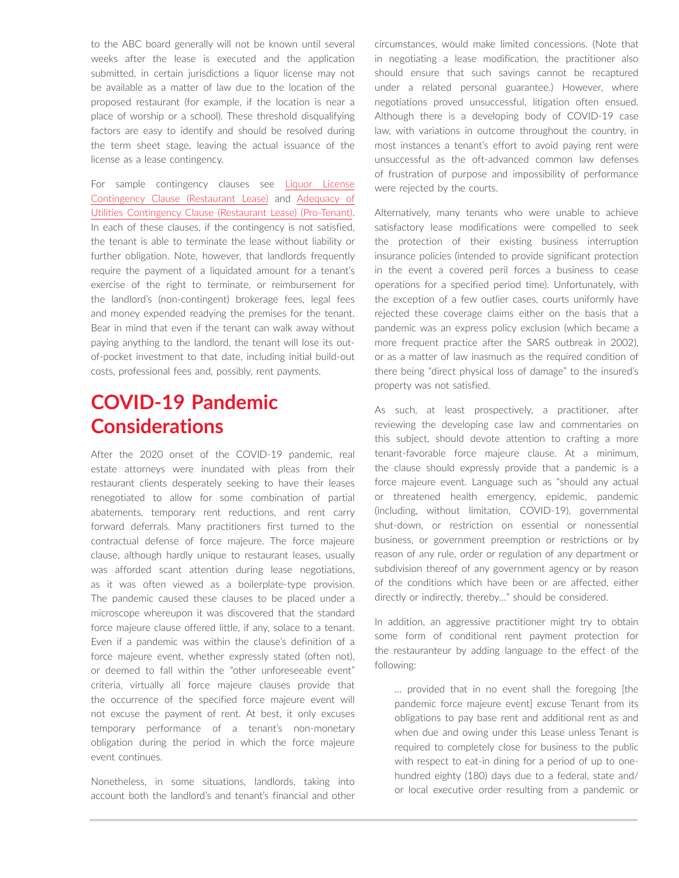to the ABC board generally will not be known until several weeks after the lease is executed and the application submitted, in certain jurisdictions a liquor license may not be available as a matter of law due to the location of the proposed restaurant (for example, if the location is near a place of worship or a school). These threshold disqualifying factors are easy to identify and should be resolved during the term sheet stage, leaving the actual issuance of the license as a lease contingency.

For sample contingency clauses see Liquor License Contingency Clause (Restaurant Lease) and Adequacy of Utilities Contingency Clause (Restaurant Lease) (Pro-Tenant). In each of these clauses, if the contingency is not satisfied, the tenant is able to terminate the lease without liability or further obligation. Note, however, that landlords frequently require the payment of a liquidated amount for a tenant's exercise of the right to terminate, or reimbursement for the landlord's (non-contingent) brokerage fees, legal fees and money expended readying the premises for the tenant. Bear in mind that even if the tenant can walk away without paying anything to the landlord, the tenant will lose its out-of-pocket investment to that date, including initial build-out costs, professional fees and, possibly, rent payments.

# COVID-19 Pandemic Considerations

After the 2020 onset of the COVID-19 pandemic, real estate attorneys were inundated with pleas from their restaurant clients desperately seeking to have their leases renegotiated to allow for some combination of partial abatements, temporary rent reductions, and rent carry forward deferrals. Many practitioners first turned to the contractual defense of force majeure. The force majeure clause, although hardly unique to restaurant leases, usually was afforded scant attention during lease negotiations, as it was often viewed as a boilerplate-type provision. The pandemic caused these clauses to be placed under a microscope whereupon it was discovered that the standard force majeure clause offered little, if any, solace to a tenant. Even if a pandemic was within the clause's definition of a force majeure event, whether expressly stated (often not), or deemed to fall within the "other unforeseeable event" criteria, virtually all force majeure clauses provide that the occurrence of the specified force majeure event will not excuse the payment of rent. At best, it only excuses temporary performance of a tenant's non-monetary obligation during the period in which the force majeure event continues.

Nonetheless, in some situations, landlords, taking into account both the landlord's and tenant's financial and other circumstances, would make limited concessions. (Note that in negotiating a lease modification, the practitioner also should ensure that such savings cannot be recaptured under a related personal guarantee.) However, where negotiations proved unsuccessful, litigation often ensued. Although there is a developing body of COVID-19 case law, with variations in outcome throughout the country, in most instances a tenant's effort to avoid paying rent were unsuccessful as the oft-advanced common law defenses of frustration of purpose and impossibility of performance were rejected by the courts.

Alternatively, many tenants who were unable to achieve satisfactory lease modifications were compelled to seek the protection of their existing business interruption insurance policies (intended to provide significant protection in the event a covered peril forces a business to cease operations for a specified period time). Unfortunately, with the exception of a few outlier cases, courts uniformly have rejected these coverage claims either on the basis that a pandemic was an express policy exclusion (which became a more frequent practice after the SARS outbreak in 2002), or as a matter of law inasmuch as the required condition of there being "direct physical loss of damage" to the insured's property was not satisfied.

As such, at least prospectively, a practitioner, after reviewing the developing case law and commentaries on this subject, should devote attention to crafting a more tenant-favorable force majeure clause. At a minimum, the clause should expressly provide that a pandemic is a force majeure event. Language such as "should any actual or threatened health emergency, epidemic, pandemic (including, without limitation, COVID-19), governmental shut-down, or restriction on essential or nonessential business, or government preemption or restrictions or by reason of any rule, order or regulation of any department or subdivision thereof of any government agency or by reason of the conditions which have been or are affected, either directly or indirectly, thereby…" should be considered.

In addition, an aggressive practitioner might try to obtain some form of conditional rent payment protection for the restauranteur by adding language to the effect of the following:

> … provided that in no event shall the foregoing [the pandemic force majeure event] excuse Tenant from its obligations to pay base rent and additional rent as and when due and owing under this Lease unless Tenant is required to completely close for business to the public with respect to eat-in dining for a period of up to one-hundred eighty (180) days due to a federal, state and/or local executive order resulting from a pandemic or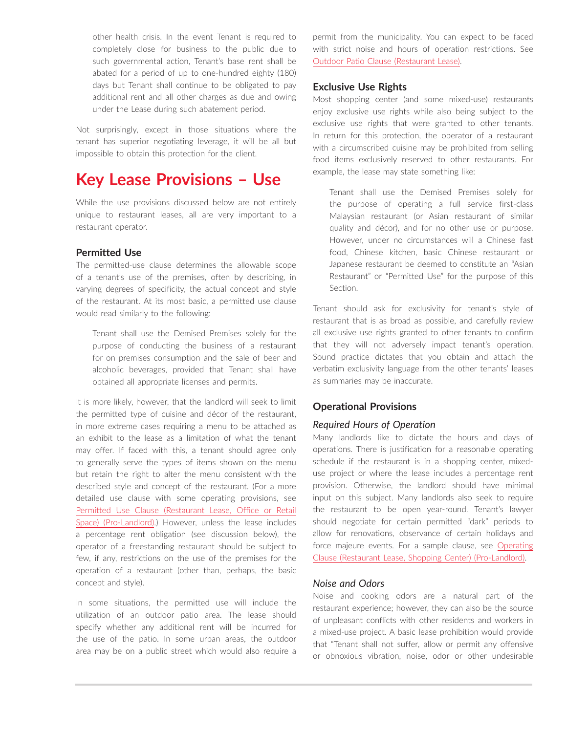other health crisis. In the event Tenant is required to completely close for business to the public due to such governmental action, Tenant's base rent shall be abated for a period of up to one-hundred eighty (180) days but Tenant shall continue to be obligated to pay additional rent and all other charges as due and owing under the Lease during such abatement period.

Not surprisingly, except in those situations where the tenant has superior negotiating leverage, it will be all but impossible to obtain this protection for the client.

# Key Lease Provisions – Use

While the use provisions discussed below are not entirely unique to restaurant leases, all are very important to a restaurant operator.

### Permitted Use

The permitted-use clause determines the allowable scope of a tenant's use of the premises, often by describing, in varying degrees of specificity, the actual concept and style of the restaurant. At its most basic, a permitted use clause would read similarly to the following:

> Tenant shall use the Demised Premises solely for the purpose of conducting the business of a restaurant for on premises consumption and the sale of beer and alcoholic beverages, provided that Tenant shall have obtained all appropriate licenses and permits.

It is more likely, however, that the landlord will seek to limit the permitted type of cuisine and décor of the restaurant, in more extreme cases requiring a menu to be attached as an exhibit to the lease as a limitation of what the tenant may offer. If faced with this, a tenant should agree only to generally serve the types of items shown on the menu but retain the right to alter the menu consistent with the described style and concept of the restaurant. (For a more detailed use clause with some operating provisions, see Permitted Use Clause (Restaurant Lease, Office or Retail Space) (Pro-Landlord).) However, unless the lease includes a percentage rent obligation (see discussion below), the operator of a freestanding restaurant should be subject to few, if any, restrictions on the use of the premises for the operation of a restaurant (other than, perhaps, the basic concept and style).

In some situations, the permitted use will include the utilization of an outdoor patio area. The lease should specify whether any additional rent will be incurred for the use of the patio. In some urban areas, the outdoor area may be on a public street which would also require a permit from the municipality. You can expect to be faced with strict noise and hours of operation restrictions. See Outdoor Patio Clause (Restaurant Lease).

### Exclusive Use Rights

Most shopping center (and some mixed-use) restaurants enjoy exclusive use rights while also being subject to the exclusive use rights that were granted to other tenants. In return for this protection, the operator of a restaurant with a circumscribed cuisine may be prohibited from selling food items exclusively reserved to other restaurants. For example, the lease may state something like:

> Tenant shall use the Demised Premises solely for the purpose of operating a full service first-class Malaysian restaurant (or Asian restaurant of similar quality and décor), and for no other use or purpose. However, under no circumstances will a Chinese fast food, Chinese kitchen, basic Chinese restaurant or Japanese restaurant be deemed to constitute an "Asian Restaurant" or "Permitted Use" for the purpose of this Section.

Tenant should ask for exclusivity for tenant's style of restaurant that is as broad as possible, and carefully review all exclusive use rights granted to other tenants to confirm that they will not adversely impact tenant's operation. Sound practice dictates that you obtain and attach the verbatim exclusivity language from the other tenants' leases as summaries may be inaccurate.

### Operational Provisions

#### *Required Hours of Operation*

Many landlords like to dictate the hours and days of operations. There is justification for a reasonable operating schedule if the restaurant is in a shopping center, mixed-use project or where the lease includes a percentage rent provision. Otherwise, the landlord should have minimal input on this subject. Many landlords also seek to require the restaurant to be open year-round. Tenant's lawyer should negotiate for certain permitted "dark" periods to allow for renovations, observance of certain holidays and force majeure events. For a sample clause, see Operating Clause (Restaurant Lease, Shopping Center) (Pro-Landlord).

#### *Noise and Odors*

Noise and cooking odors are a natural part of the restaurant experience; however, they can also be the source of unpleasant conflicts with other residents and workers in a mixed-use project. A basic lease prohibition would provide that "Tenant shall not suffer, allow or permit any offensive or obnoxious vibration, noise, odor or other undesirable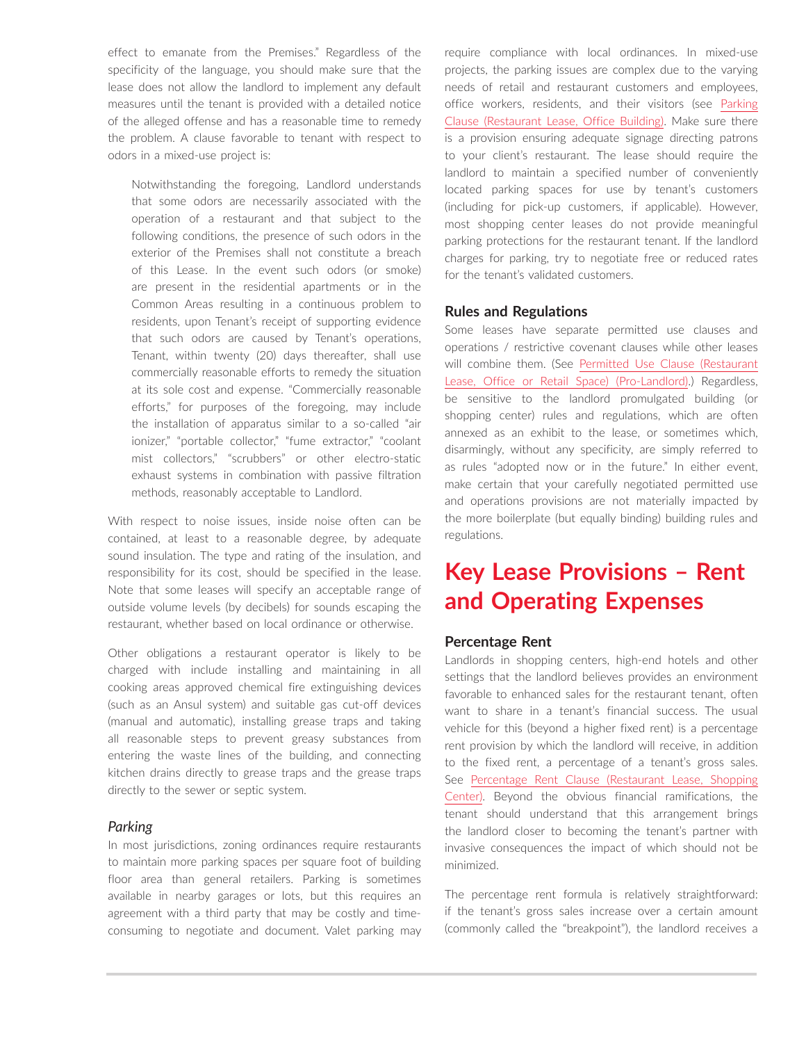effect to emanate from the Premises." Regardless of the specificity of the language, you should make sure that the lease does not allow the landlord to implement any default measures until the tenant is provided with a detailed notice of the alleged offense and has a reasonable time to remedy the problem. A clause favorable to tenant with respect to odors in a mixed-use project is:

> Notwithstanding the foregoing, Landlord understands that some odors are necessarily associated with the operation of a restaurant and that subject to the following conditions, the presence of such odors in the exterior of the Premises shall not constitute a breach of this Lease. In the event such odors (or smoke) are present in the residential apartments or in the Common Areas resulting in a continuous problem to residents, upon Tenant's receipt of supporting evidence that such odors are caused by Tenant's operations, Tenant, within twenty (20) days thereafter, shall use commercially reasonable efforts to remedy the situation at its sole cost and expense. "Commercially reasonable efforts," for purposes of the foregoing, may include the installation of apparatus similar to a so-called "air ionizer," "portable collector," "fume extractor," "coolant mist collectors," "scrubbers" or other electro-static exhaust systems in combination with passive filtration methods, reasonably acceptable to Landlord.

With respect to noise issues, inside noise often can be contained, at least to a reasonable degree, by adequate sound insulation. The type and rating of the insulation, and responsibility for its cost, should be specified in the lease. Note that some leases will specify an acceptable range of outside volume levels (by decibels) for sounds escaping the restaurant, whether based on local ordinance or otherwise.

Other obligations a restaurant operator is likely to be charged with include installing and maintaining in all cooking areas approved chemical fire extinguishing devices (such as an Ansul system) and suitable gas cut-off devices (manual and automatic), installing grease traps and taking all reasonable steps to prevent greasy substances from entering the waste lines of the building, and connecting kitchen drains directly to grease traps and the grease traps directly to the sewer or septic system.

### *Parking*

In most jurisdictions, zoning ordinances require restaurants to maintain more parking spaces per square foot of building floor area than general retailers. Parking is sometimes available in nearby garages or lots, but this requires an agreement with a third party that may be costly and time-consuming to negotiate and document. Valet parking may require compliance with local ordinances. In mixed-use projects, the parking issues are complex due to the varying needs of retail and restaurant customers and employees, office workers, residents, and their visitors (see Parking Clause (Restaurant Lease, Office Building)). Make sure there is a provision ensuring adequate signage directing patrons to your client's restaurant. The lease should require the landlord to maintain a specified number of conveniently located parking spaces for use by tenant's customers (including for pick-up customers, if applicable). However, most shopping center leases do not provide meaningful parking protections for the restaurant tenant. If the landlord charges for parking, try to negotiate free or reduced rates for the tenant's validated customers.

### Rules and Regulations

Some leases have separate permitted use clauses and operations / restrictive covenant clauses while other leases will combine them. (See Permitted Use Clause (Restaurant Lease, Office or Retail Space) (Pro-Landlord).) Regardless, be sensitive to the landlord promulgated building (or shopping center) rules and regulations, which are often annexed as an exhibit to the lease, or sometimes which, disarmingly, without any specificity, are simply referred to as rules "adopted now or in the future." In either event, make certain that your carefully negotiated permitted use and operations provisions are not materially impacted by the more boilerplate (but equally binding) building rules and regulations.

## Key Lease Provisions – Rent and Operating Expenses

### Percentage Rent

Landlords in shopping centers, high-end hotels and other settings that the landlord believes provides an environment favorable to enhanced sales for the restaurant tenant, often want to share in a tenant's financial success. The usual vehicle for this (beyond a higher fixed rent) is a percentage rent provision by which the landlord will receive, in addition to the fixed rent, a percentage of a tenant's gross sales. See Percentage Rent Clause (Restaurant Lease, Shopping Center). Beyond the obvious financial ramifications, the tenant should understand that this arrangement brings the landlord closer to becoming the tenant's partner with invasive consequences the impact of which should not be minimized.

The percentage rent formula is relatively straightforward: if the tenant's gross sales increase over a certain amount (commonly called the "breakpoint"), the landlord receives a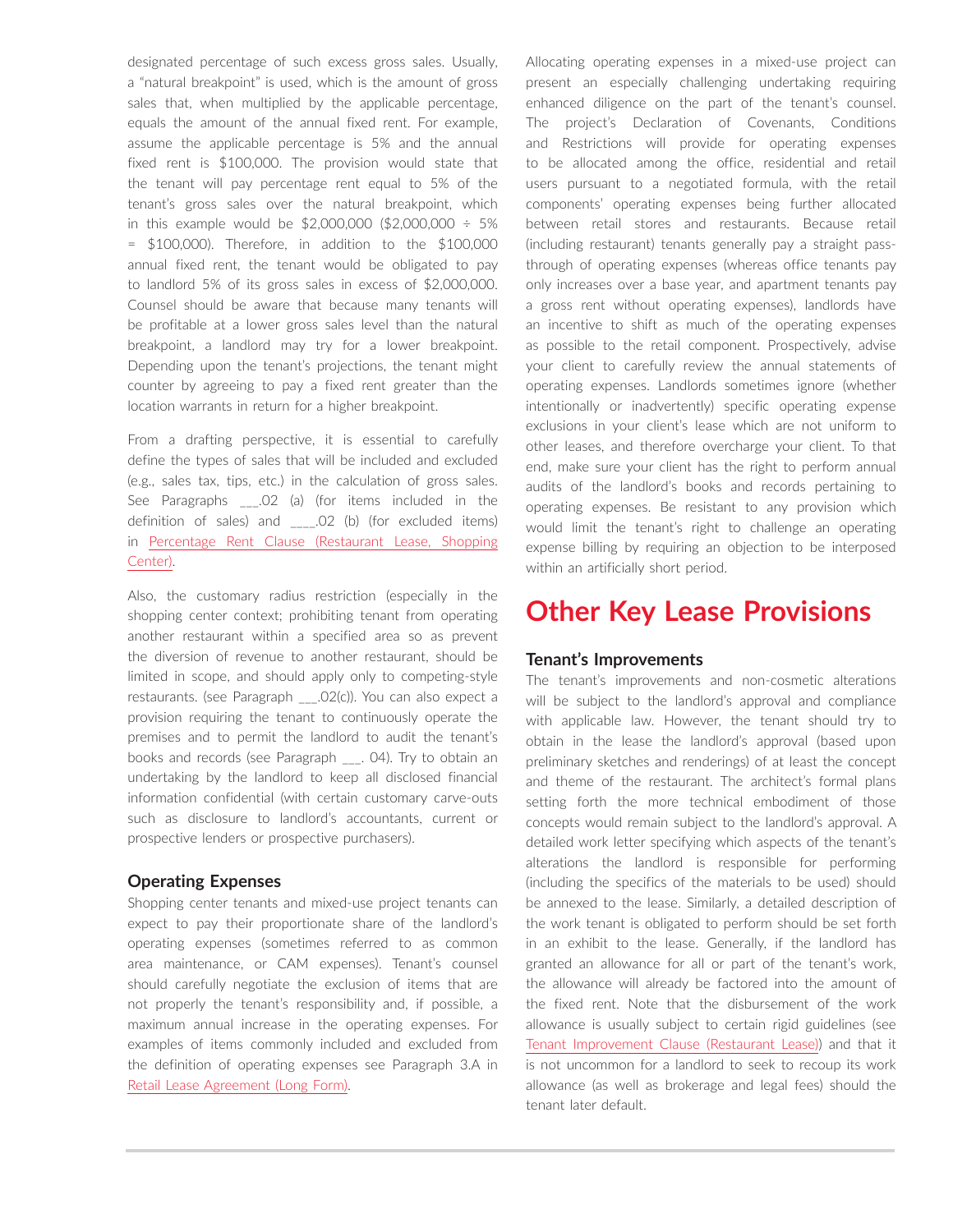designated percentage of such excess gross sales. Usually, a "natural breakpoint" is used, which is the amount of gross sales that, when multiplied by the applicable percentage, equals the amount of the annual fixed rent. For example, assume the applicable percentage is 5% and the annual fixed rent is $100,000. The provision would state that the tenant will pay percentage rent equal to 5% of the tenant's gross sales over the natural breakpoint, which in this example would be $2,000,000 ($2,000,000 ÷ 5% = $100,000). Therefore, in addition to the $100,000 annual fixed rent, the tenant would be obligated to pay to landlord 5% of its gross sales in excess of $2,000,000. Counsel should be aware that because many tenants will be profitable at a lower gross sales level than the natural breakpoint, a landlord may try for a lower breakpoint. Depending upon the tenant's projections, the tenant might counter by agreeing to pay a fixed rent greater than the location warrants in return for a higher breakpoint.

From a drafting perspective, it is essential to carefully define the types of sales that will be included and excluded (e.g., sales tax, tips, etc.) in the calculation of gross sales. See Paragraphs ___.02 (a) (for items included in the definition of sales) and ____.02 (b) (for excluded items) in Percentage Rent Clause (Restaurant Lease, Shopping Center).

Also, the customary radius restriction (especially in the shopping center context; prohibiting tenant from operating another restaurant within a specified area so as prevent the diversion of revenue to another restaurant, should be limited in scope, and should apply only to competing-style restaurants. (see Paragraph ___.02(c)). You can also expect a provision requiring the tenant to continuously operate the premises and to permit the landlord to audit the tenant's books and records (see Paragraph ___. 04). Try to obtain an undertaking by the landlord to keep all disclosed financial information confidential (with certain customary carve-outs such as disclosure to landlord's accountants, current or prospective lenders or prospective purchasers).

### Operating Expenses

Shopping center tenants and mixed-use project tenants can expect to pay their proportionate share of the landlord's operating expenses (sometimes referred to as common area maintenance, or CAM expenses). Tenant's counsel should carefully negotiate the exclusion of items that are not properly the tenant's responsibility and, if possible, a maximum annual increase in the operating expenses. For examples of items commonly included and excluded from the definition of operating expenses see Paragraph 3.A in Retail Lease Agreement (Long Form).

Allocating operating expenses in a mixed-use project can present an especially challenging undertaking requiring enhanced diligence on the part of the tenant's counsel. The project's Declaration of Covenants, Conditions and Restrictions will provide for operating expenses to be allocated among the office, residential and retail users pursuant to a negotiated formula, with the retail components' operating expenses being further allocated between retail stores and restaurants. Because retail (including restaurant) tenants generally pay a straight pass-through of operating expenses (whereas office tenants pay only increases over a base year, and apartment tenants pay a gross rent without operating expenses), landlords have an incentive to shift as much of the operating expenses as possible to the retail component. Prospectively, advise your client to carefully review the annual statements of operating expenses. Landlords sometimes ignore (whether intentionally or inadvertently) specific operating expense exclusions in your client's lease which are not uniform to other leases, and therefore overcharge your client. To that end, make sure your client has the right to perform annual audits of the landlord's books and records pertaining to operating expenses. Be resistant to any provision which would limit the tenant's right to challenge an operating expense billing by requiring an objection to be interposed within an artificially short period.

## Other Key Lease Provisions

### Tenant's Improvements

The tenant's improvements and non-cosmetic alterations will be subject to the landlord's approval and compliance with applicable law. However, the tenant should try to obtain in the lease the landlord's approval (based upon preliminary sketches and renderings) of at least the concept and theme of the restaurant. The architect's formal plans setting forth the more technical embodiment of those concepts would remain subject to the landlord's approval. A detailed work letter specifying which aspects of the tenant's alterations the landlord is responsible for performing (including the specifics of the materials to be used) should be annexed to the lease. Similarly, a detailed description of the work tenant is obligated to perform should be set forth in an exhibit to the lease. Generally, if the landlord has granted an allowance for all or part of the tenant's work, the allowance will already be factored into the amount of the fixed rent. Note that the disbursement of the work allowance is usually subject to certain rigid guidelines (see Tenant Improvement Clause (Restaurant Lease)) and that it is not uncommon for a landlord to seek to recoup its work allowance (as well as brokerage and legal fees) should the tenant later default.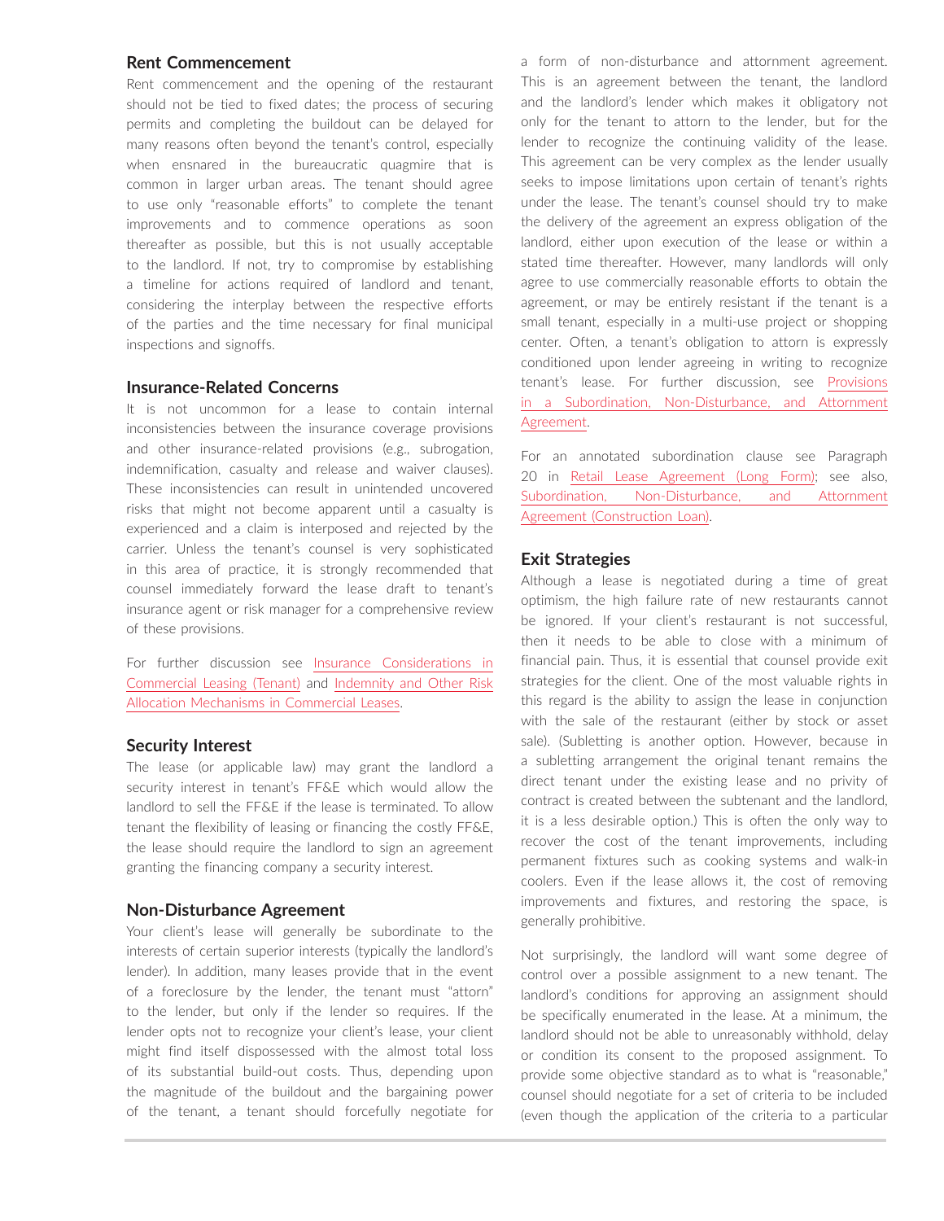## Rent Commencement

Rent commencement and the opening of the restaurant should not be tied to fixed dates; the process of securing permits and completing the buildout can be delayed for many reasons often beyond the tenant's control, especially when ensnared in the bureaucratic quagmire that is common in larger urban areas. The tenant should agree to use only "reasonable efforts" to complete the tenant improvements and to commence operations as soon thereafter as possible, but this is not usually acceptable to the landlord. If not, try to compromise by establishing a timeline for actions required of landlord and tenant, considering the interplay between the respective efforts of the parties and the time necessary for final municipal inspections and signoffs.

## Insurance-Related Concerns

It is not uncommon for a lease to contain internal inconsistencies between the insurance coverage provisions and other insurance-related provisions (e.g., subrogation, indemnification, casualty and release and waiver clauses). These inconsistencies can result in unintended uncovered risks that might not become apparent until a casualty is experienced and a claim is interposed and rejected by the carrier. Unless the tenant's counsel is very sophisticated in this area of practice, it is strongly recommended that counsel immediately forward the lease draft to tenant's insurance agent or risk manager for a comprehensive review of these provisions.

For further discussion see Insurance Considerations in Commercial Leasing (Tenant) and Indemnity and Other Risk Allocation Mechanisms in Commercial Leases.

## Security Interest

The lease (or applicable law) may grant the landlord a security interest in tenant's FF&E which would allow the landlord to sell the FF&E if the lease is terminated. To allow tenant the flexibility of leasing or financing the costly FF&E, the lease should require the landlord to sign an agreement granting the financing company a security interest.

## Non-Disturbance Agreement

Your client's lease will generally be subordinate to the interests of certain superior interests (typically the landlord's lender). In addition, many leases provide that in the event of a foreclosure by the lender, the tenant must "attorn" to the lender, but only if the lender so requires. If the lender opts not to recognize your client's lease, your client might find itself dispossessed with the almost total loss of its substantial build-out costs. Thus, depending upon the magnitude of the buildout and the bargaining power of the tenant, a tenant should forcefully negotiate for a form of non-disturbance and attornment agreement. This is an agreement between the tenant, the landlord and the landlord's lender which makes it obligatory not only for the tenant to attorn to the lender, but for the lender to recognize the continuing validity of the lease. This agreement can be very complex as the lender usually seeks to impose limitations upon certain of tenant's rights under the lease. The tenant's counsel should try to make the delivery of the agreement an express obligation of the landlord, either upon execution of the lease or within a stated time thereafter. However, many landlords will only agree to use commercially reasonable efforts to obtain the agreement, or may be entirely resistant if the tenant is a small tenant, especially in a multi-use project or shopping center. Often, a tenant's obligation to attorn is expressly conditioned upon lender agreeing in writing to recognize tenant's lease. For further discussion, see Provisions in a Subordination, Non-Disturbance, and Attornment Agreement.

For an annotated subordination clause see Paragraph 20 in Retail Lease Agreement (Long Form); see also, Subordination, Non-Disturbance, and Attornment Agreement (Construction Loan).

## Exit Strategies

Although a lease is negotiated during a time of great optimism, the high failure rate of new restaurants cannot be ignored. If your client's restaurant is not successful, then it needs to be able to close with a minimum of financial pain. Thus, it is essential that counsel provide exit strategies for the client. One of the most valuable rights in this regard is the ability to assign the lease in conjunction with the sale of the restaurant (either by stock or asset sale). (Subletting is another option. However, because in a subletting arrangement the original tenant remains the direct tenant under the existing lease and no privity of contract is created between the subtenant and the landlord, it is a less desirable option.) This is often the only way to recover the cost of the tenant improvements, including permanent fixtures such as cooking systems and walk-in coolers. Even if the lease allows it, the cost of removing improvements and fixtures, and restoring the space, is generally prohibitive.

Not surprisingly, the landlord will want some degree of control over a possible assignment to a new tenant. The landlord's conditions for approving an assignment should be specifically enumerated in the lease. At a minimum, the landlord should not be able to unreasonably withhold, delay or condition its consent to the proposed assignment. To provide some objective standard as to what is "reasonable," counsel should negotiate for a set of criteria to be included (even though the application of the criteria to a particular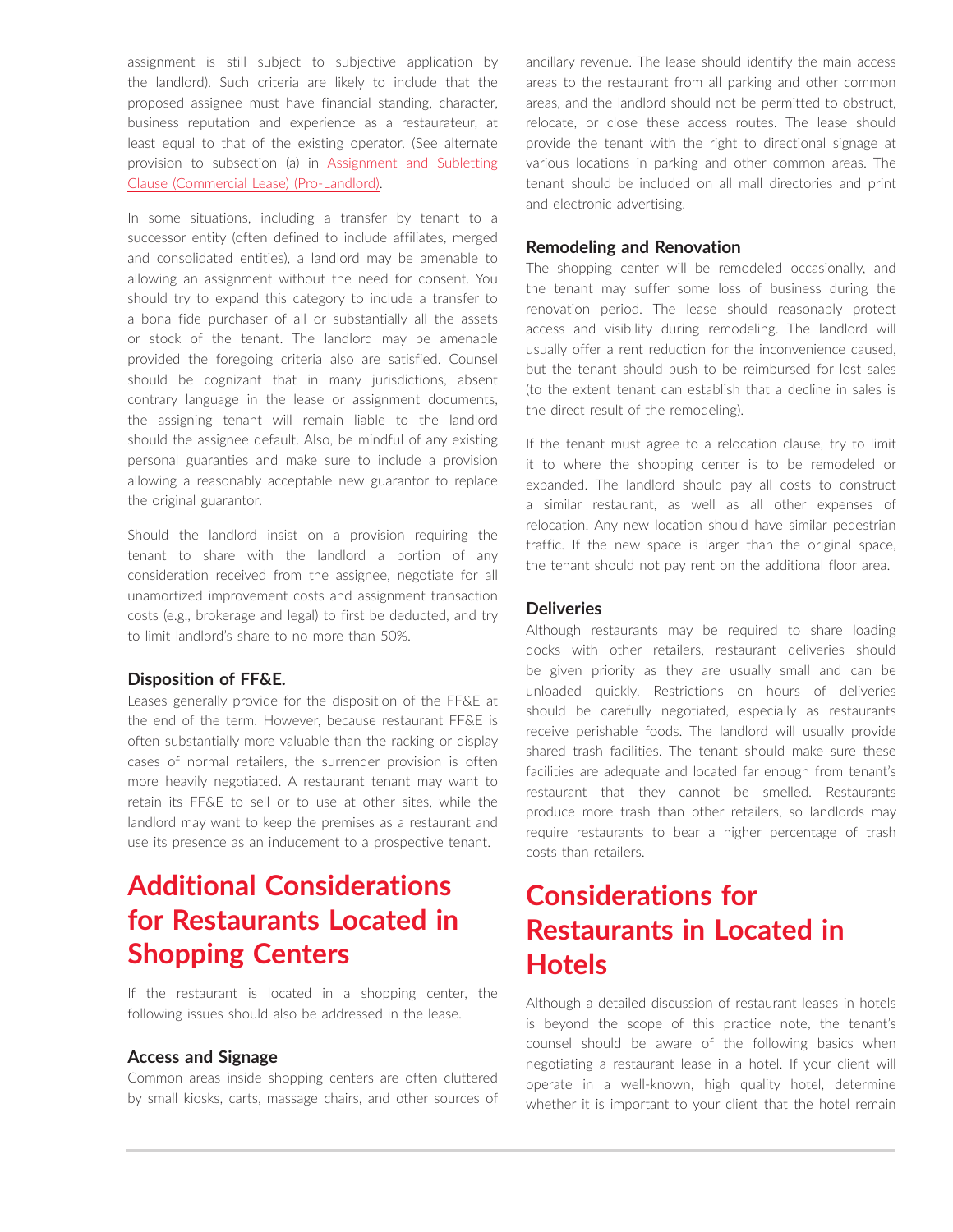assignment is still subject to subjective application by the landlord). Such criteria are likely to include that the proposed assignee must have financial standing, character, business reputation and experience as a restaurateur, at least equal to that of the existing operator. (See alternate provision to subsection (a) in Assignment and Subletting Clause (Commercial Lease) (Pro-Landlord).

In some situations, including a transfer by tenant to a successor entity (often defined to include affiliates, merged and consolidated entities), a landlord may be amenable to allowing an assignment without the need for consent. You should try to expand this category to include a transfer to a bona fide purchaser of all or substantially all the assets or stock of the tenant. The landlord may be amenable provided the foregoing criteria also are satisfied. Counsel should be cognizant that in many jurisdictions, absent contrary language in the lease or assignment documents, the assigning tenant will remain liable to the landlord should the assignee default. Also, be mindful of any existing personal guaranties and make sure to include a provision allowing a reasonably acceptable new guarantor to replace the original guarantor.

Should the landlord insist on a provision requiring the tenant to share with the landlord a portion of any consideration received from the assignee, negotiate for all unamortized improvement costs and assignment transaction costs (e.g., brokerage and legal) to first be deducted, and try to limit landlord's share to no more than 50%.

### Disposition of FF&E.

Leases generally provide for the disposition of the FF&E at the end of the term. However, because restaurant FF&E is often substantially more valuable than the racking or display cases of normal retailers, the surrender provision is often more heavily negotiated. A restaurant tenant may want to retain its FF&E to sell or to use at other sites, while the landlord may want to keep the premises as a restaurant and use its presence as an inducement to a prospective tenant.

## Additional Considerations for Restaurants Located in Shopping Centers

If the restaurant is located in a shopping center, the following issues should also be addressed in the lease.

### Access and Signage

Common areas inside shopping centers are often cluttered by small kiosks, carts, massage chairs, and other sources of ancillary revenue. The lease should identify the main access areas to the restaurant from all parking and other common areas, and the landlord should not be permitted to obstruct, relocate, or close these access routes. The lease should provide the tenant with the right to directional signage at various locations in parking and other common areas. The tenant should be included on all mall directories and print and electronic advertising.

### Remodeling and Renovation

The shopping center will be remodeled occasionally, and the tenant may suffer some loss of business during the renovation period. The lease should reasonably protect access and visibility during remodeling. The landlord will usually offer a rent reduction for the inconvenience caused, but the tenant should push to be reimbursed for lost sales (to the extent tenant can establish that a decline in sales is the direct result of the remodeling).

If the tenant must agree to a relocation clause, try to limit it to where the shopping center is to be remodeled or expanded. The landlord should pay all costs to construct a similar restaurant, as well as all other expenses of relocation. Any new location should have similar pedestrian traffic. If the new space is larger than the original space, the tenant should not pay rent on the additional floor area.

### Deliveries

Although restaurants may be required to share loading docks with other retailers, restaurant deliveries should be given priority as they are usually small and can be unloaded quickly. Restrictions on hours of deliveries should be carefully negotiated, especially as restaurants receive perishable foods. The landlord will usually provide shared trash facilities. The tenant should make sure these facilities are adequate and located far enough from tenant's restaurant that they cannot be smelled. Restaurants produce more trash than other retailers, so landlords may require restaurants to bear a higher percentage of trash costs than retailers.

## Considerations for Restaurants in Located in Hotels

Although a detailed discussion of restaurant leases in hotels is beyond the scope of this practice note, the tenant's counsel should be aware of the following basics when negotiating a restaurant lease in a hotel. If your client will operate in a well-known, high quality hotel, determine whether it is important to your client that the hotel remain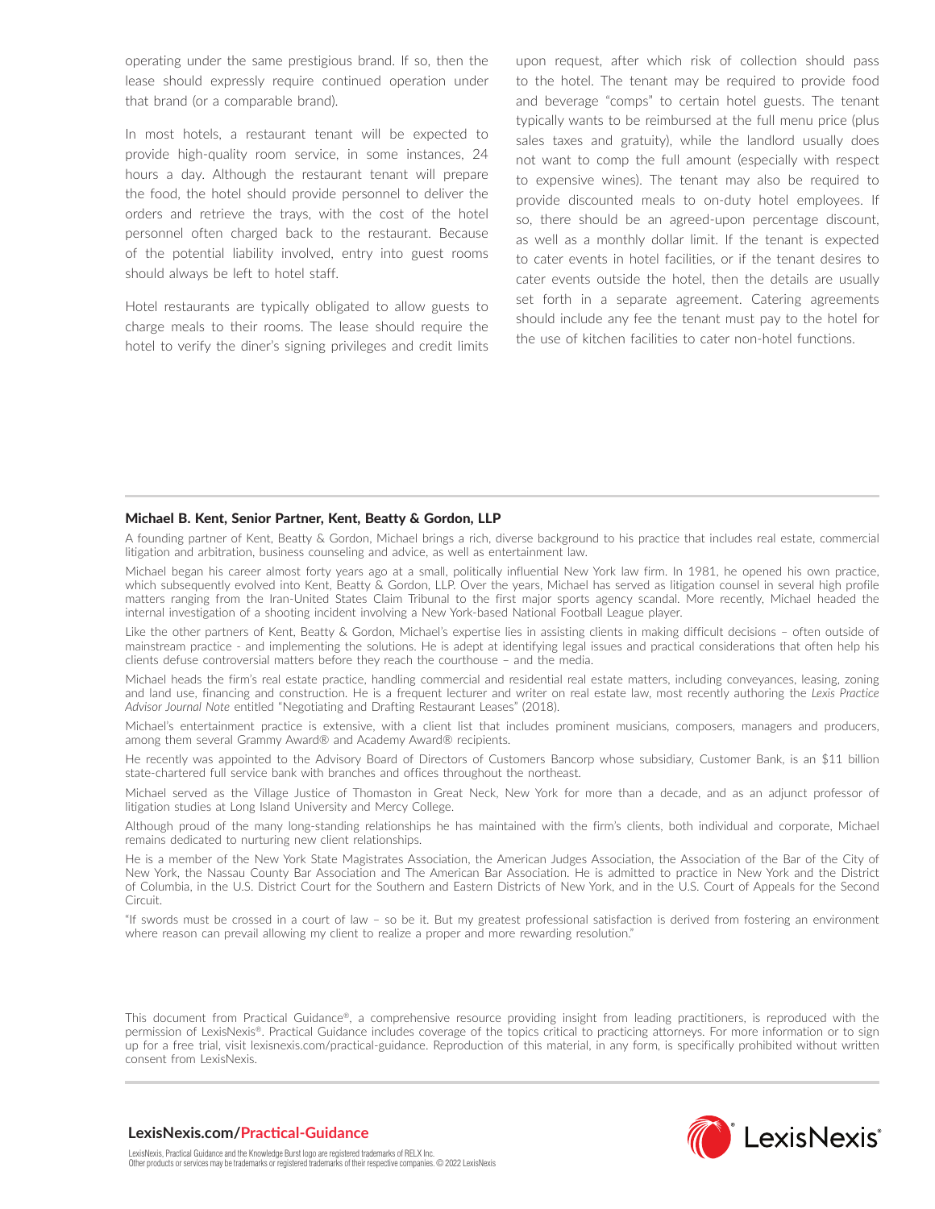operating under the same prestigious brand. If so, then the lease should expressly require continued operation under that brand (or a comparable brand).

In most hotels, a restaurant tenant will be expected to provide high-quality room service, in some instances, 24 hours a day. Although the restaurant tenant will prepare the food, the hotel should provide personnel to deliver the orders and retrieve the trays, with the cost of the hotel personnel often charged back to the restaurant. Because of the potential liability involved, entry into guest rooms should always be left to hotel staff.

Hotel restaurants are typically obligated to allow guests to charge meals to their rooms. The lease should require the hotel to verify the diner's signing privileges and credit limits upon request, after which risk of collection should pass to the hotel. The tenant may be required to provide food and beverage "comps" to certain hotel guests. The tenant typically wants to be reimbursed at the full menu price (plus sales taxes and gratuity), while the landlord usually does not want to comp the full amount (especially with respect to expensive wines). The tenant may also be required to provide discounted meals to on-duty hotel employees. If so, there should be an agreed-upon percentage discount, as well as a monthly dollar limit. If the tenant is expected to cater events in hotel facilities, or if the tenant desires to cater events outside the hotel, then the details are usually set forth in a separate agreement. Catering agreements should include any fee the tenant must pay to the hotel for the use of kitchen facilities to cater non-hotel functions.

**Michael B. Kent, Senior Partner, Kent, Beatty & Gordon, LLP**

A founding partner of Kent, Beatty & Gordon, Michael brings a rich, diverse background to his practice that includes real estate, commercial litigation and arbitration, business counseling and advice, as well as entertainment law.

Michael began his career almost forty years ago at a small, politically influential New York law firm. In 1981, he opened his own practice, which subsequently evolved into Kent, Beatty & Gordon, LLP. Over the years, Michael has served as litigation counsel in several high profile matters ranging from the Iran-United States Claim Tribunal to the first major sports agency scandal. More recently, Michael headed the internal investigation of a shooting incident involving a New York-based National Football League player.

Like the other partners of Kent, Beatty & Gordon, Michael's expertise lies in assisting clients in making difficult decisions – often outside of mainstream practice - and implementing the solutions. He is adept at identifying legal issues and practical considerations that often help his clients defuse controversial matters before they reach the courthouse – and the media.

Michael heads the firm's real estate practice, handling commercial and residential real estate matters, including conveyances, leasing, zoning and land use, financing and construction. He is a frequent lecturer and writer on real estate law, most recently authoring the *Lexis Practice Advisor Journal Note* entitled "Negotiating and Drafting Restaurant Leases" (2018).

Michael's entertainment practice is extensive, with a client list that includes prominent musicians, composers, managers and producers, among them several Grammy Award® and Academy Award® recipients.

He recently was appointed to the Advisory Board of Directors of Customers Bancorp whose subsidiary, Customer Bank, is an $11 billion state-chartered full service bank with branches and offices throughout the northeast.

Michael served as the Village Justice of Thomaston in Great Neck, New York for more than a decade, and as an adjunct professor of litigation studies at Long Island University and Mercy College.

Although proud of the many long-standing relationships he has maintained with the firm's clients, both individual and corporate, Michael remains dedicated to nurturing new client relationships.

He is a member of the New York State Magistrates Association, the American Judges Association, the Association of the Bar of the City of New York, the Nassau County Bar Association and The American Bar Association. He is admitted to practice in New York and the District of Columbia, in the U.S. District Court for the Southern and Eastern Districts of New York, and in the U.S. Court of Appeals for the Second Circuit.

"If swords must be crossed in a court of law – so be it. But my greatest professional satisfaction is derived from fostering an environment where reason can prevail allowing my client to realize a proper and more rewarding resolution."

This document from Practical Guidance®, a comprehensive resource providing insight from leading practitioners, is reproduced with the permission of LexisNexis®. Practical Guidance includes coverage of the topics critical to practicing attorneys. For more information or to sign up for a free trial, visit lexisnexis.com/practical-guidance. Reproduction of this material, in any form, is specifically prohibited without written consent from LexisNexis.

**LexisNexis.com/Practical-Guidance**

LexisNexis, Practical Guidance and the Knowledge Burst logo are registered trademarks of RELX Inc.
Other products or services may be trademarks or registered trademarks of their respective companies. © 2022 LexisNexis